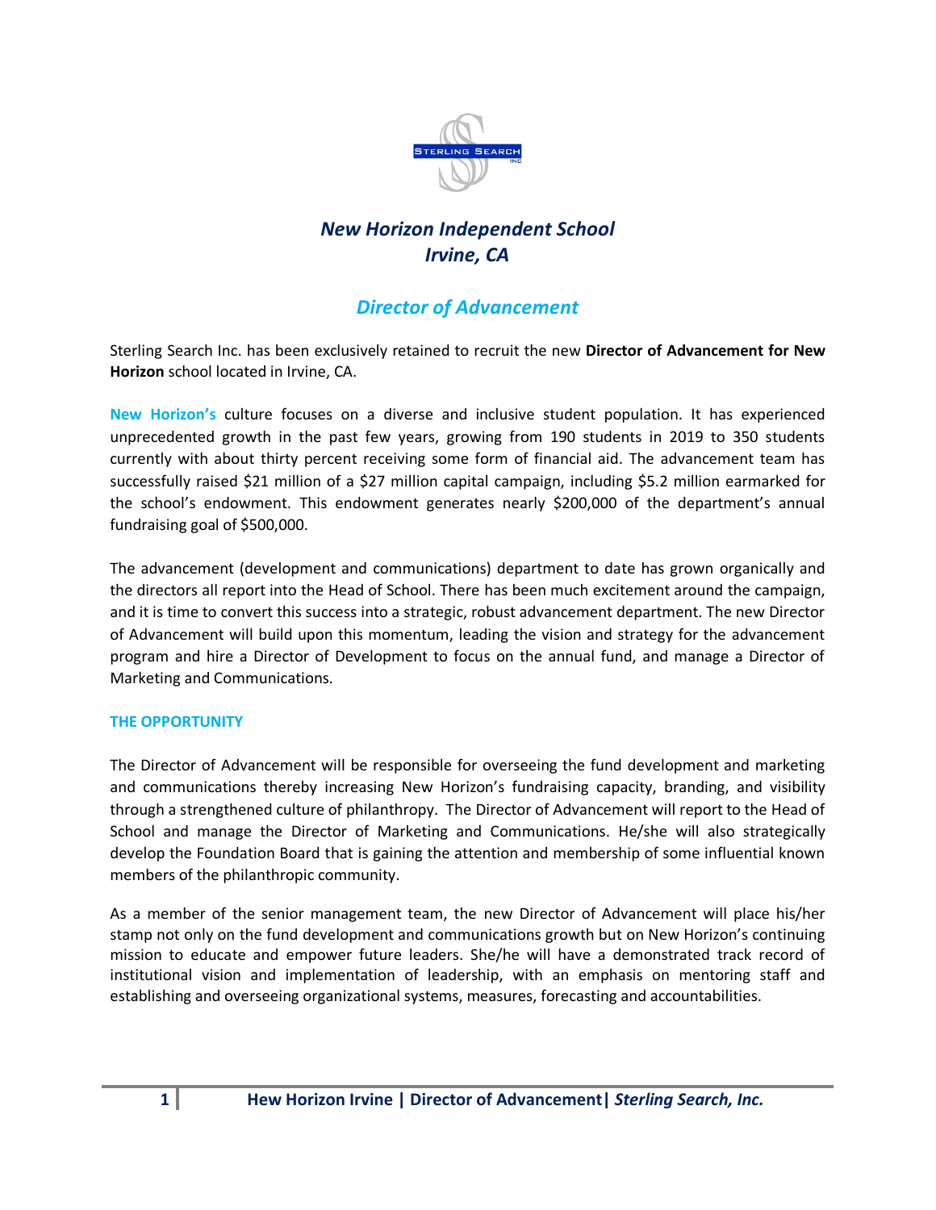# *New Horizon Independent School*
# *Irvine, CA*

## *Director of Advancement*

Sterling Search Inc. has been exclusively retained to recruit the new **Director of Advancement for New Horizon** school located in Irvine, CA.

**New Horizon's** culture focuses on a diverse and inclusive student population. It has experienced unprecedented growth in the past few years, growing from 190 students in 2019 to 350 students currently with about thirty percent receiving some form of financial aid. The advancement team has successfully raised $21 million of a $27 million capital campaign, including $5.2 million earmarked for the school's endowment. This endowment generates nearly $200,000 of the department's annual fundraising goal of $500,000.

The advancement (development and communications) department to date has grown organically and the directors all report into the Head of School. There has been much excitement around the campaign, and it is time to convert this success into a strategic, robust advancement department. The new Director of Advancement will build upon this momentum, leading the vision and strategy for the advancement program and hire a Director of Development to focus on the annual fund, and manage a Director of Marketing and Communications.

### THE OPPORTUNITY

The Director of Advancement will be responsible for overseeing the fund development and marketing and communications thereby increasing New Horizon's fundraising capacity, branding, and visibility through a strengthened culture of philanthropy. The Director of Advancement will report to the Head of School and manage the Director of Marketing and Communications. He/she will also strategically develop the Foundation Board that is gaining the attention and membership of some influential known members of the philanthropic community.

As a member of the senior management team, the new Director of Advancement will place his/her stamp not only on the fund development and communications growth but on New Horizon's continuing mission to educate and empower future leaders. She/he will have a demonstrated track record of institutional vision and implementation of leadership, with an emphasis on mentoring staff and establishing and overseeing organizational systems, measures, forecasting and accountabilities.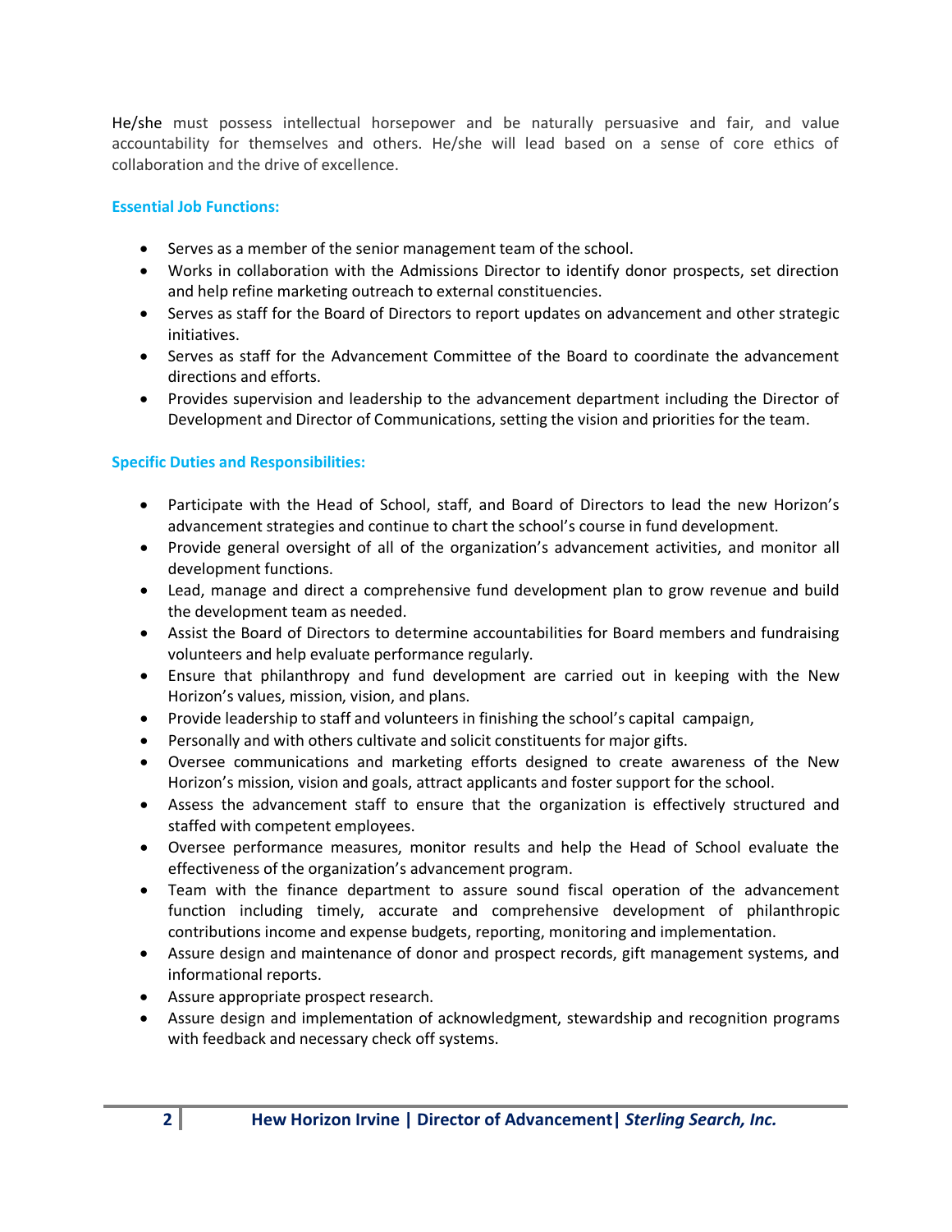He/she must possess intellectual horsepower and be naturally persuasive and fair, and value accountability for themselves and others. He/she will lead based on a sense of core ethics of collaboration and the drive of excellence.

### Essential Job Functions:

- Serves as a member of the senior management team of the school.
- Works in collaboration with the Admissions Director to identify donor prospects, set direction and help refine marketing outreach to external constituencies.
- Serves as staff for the Board of Directors to report updates on advancement and other strategic initiatives.
- Serves as staff for the Advancement Committee of the Board to coordinate the advancement directions and efforts.
- Provides supervision and leadership to the advancement department including the Director of Development and Director of Communications, setting the vision and priorities for the team.

### Specific Duties and Responsibilities:

- Participate with the Head of School, staff, and Board of Directors to lead the new Horizon's advancement strategies and continue to chart the school's course in fund development.
- Provide general oversight of all of the organization's advancement activities, and monitor all development functions.
- Lead, manage and direct a comprehensive fund development plan to grow revenue and build the development team as needed.
- Assist the Board of Directors to determine accountabilities for Board members and fundraising volunteers and help evaluate performance regularly.
- Ensure that philanthropy and fund development are carried out in keeping with the New Horizon's values, mission, vision, and plans.
- Provide leadership to staff and volunteers in finishing the school's capital campaign,
- Personally and with others cultivate and solicit constituents for major gifts.
- Oversee communications and marketing efforts designed to create awareness of the New Horizon's mission, vision and goals, attract applicants and foster support for the school.
- Assess the advancement staff to ensure that the organization is effectively structured and staffed with competent employees.
- Oversee performance measures, monitor results and help the Head of School evaluate the effectiveness of the organization's advancement program.
- Team with the finance department to assure sound fiscal operation of the advancement function including timely, accurate and comprehensive development of philanthropic contributions income and expense budgets, reporting, monitoring and implementation.
- Assure design and maintenance of donor and prospect records, gift management systems, and informational reports.
- Assure appropriate prospect research.
- Assure design and implementation of acknowledgment, stewardship and recognition programs with feedback and necessary check off systems.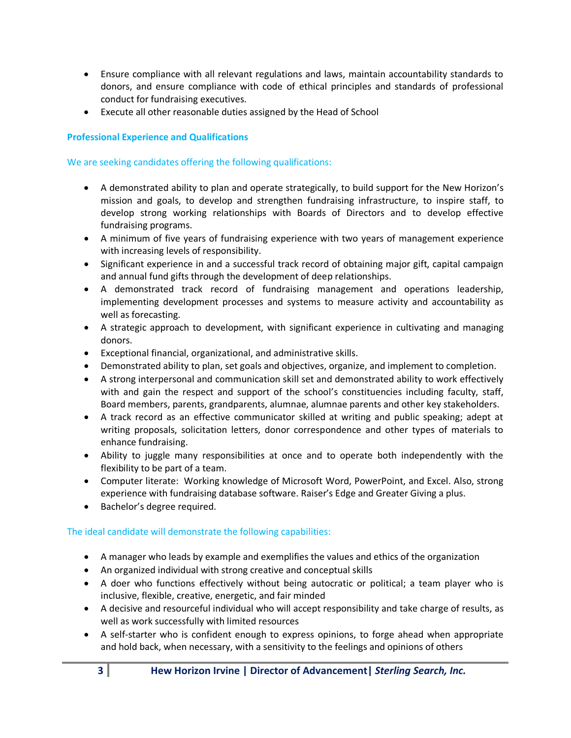- Ensure compliance with all relevant regulations and laws, maintain accountability standards to donors, and ensure compliance with code of ethical principles and standards of professional conduct for fundraising executives.
- Execute all other reasonable duties assigned by the Head of School

### Professional Experience and Qualifications

We are seeking candidates offering the following qualifications:

- A demonstrated ability to plan and operate strategically, to build support for the New Horizon's mission and goals, to develop and strengthen fundraising infrastructure, to inspire staff, to develop strong working relationships with Boards of Directors and to develop effective fundraising programs.
- A minimum of five years of fundraising experience with two years of management experience with increasing levels of responsibility.
- Significant experience in and a successful track record of obtaining major gift, capital campaign and annual fund gifts through the development of deep relationships.
- A demonstrated track record of fundraising management and operations leadership, implementing development processes and systems to measure activity and accountability as well as forecasting.
- A strategic approach to development, with significant experience in cultivating and managing donors.
- Exceptional financial, organizational, and administrative skills.
- Demonstrated ability to plan, set goals and objectives, organize, and implement to completion.
- A strong interpersonal and communication skill set and demonstrated ability to work effectively with and gain the respect and support of the school's constituencies including faculty, staff, Board members, parents, grandparents, alumnae, alumnae parents and other key stakeholders.
- A track record as an effective communicator skilled at writing and public speaking; adept at writing proposals, solicitation letters, donor correspondence and other types of materials to enhance fundraising.
- Ability to juggle many responsibilities at once and to operate both independently with the flexibility to be part of a team.
- Computer literate: Working knowledge of Microsoft Word, PowerPoint, and Excel. Also, strong experience with fundraising database software. Raiser's Edge and Greater Giving a plus.
- Bachelor's degree required.

The ideal candidate will demonstrate the following capabilities:

- A manager who leads by example and exemplifies the values and ethics of the organization
- An organized individual with strong creative and conceptual skills
- A doer who functions effectively without being autocratic or political; a team player who is inclusive, flexible, creative, energetic, and fair minded
- A decisive and resourceful individual who will accept responsibility and take charge of results, as well as work successfully with limited resources
- A self-starter who is confident enough to express opinions, to forge ahead when appropriate and hold back, when necessary, with a sensitivity to the feelings and opinions of others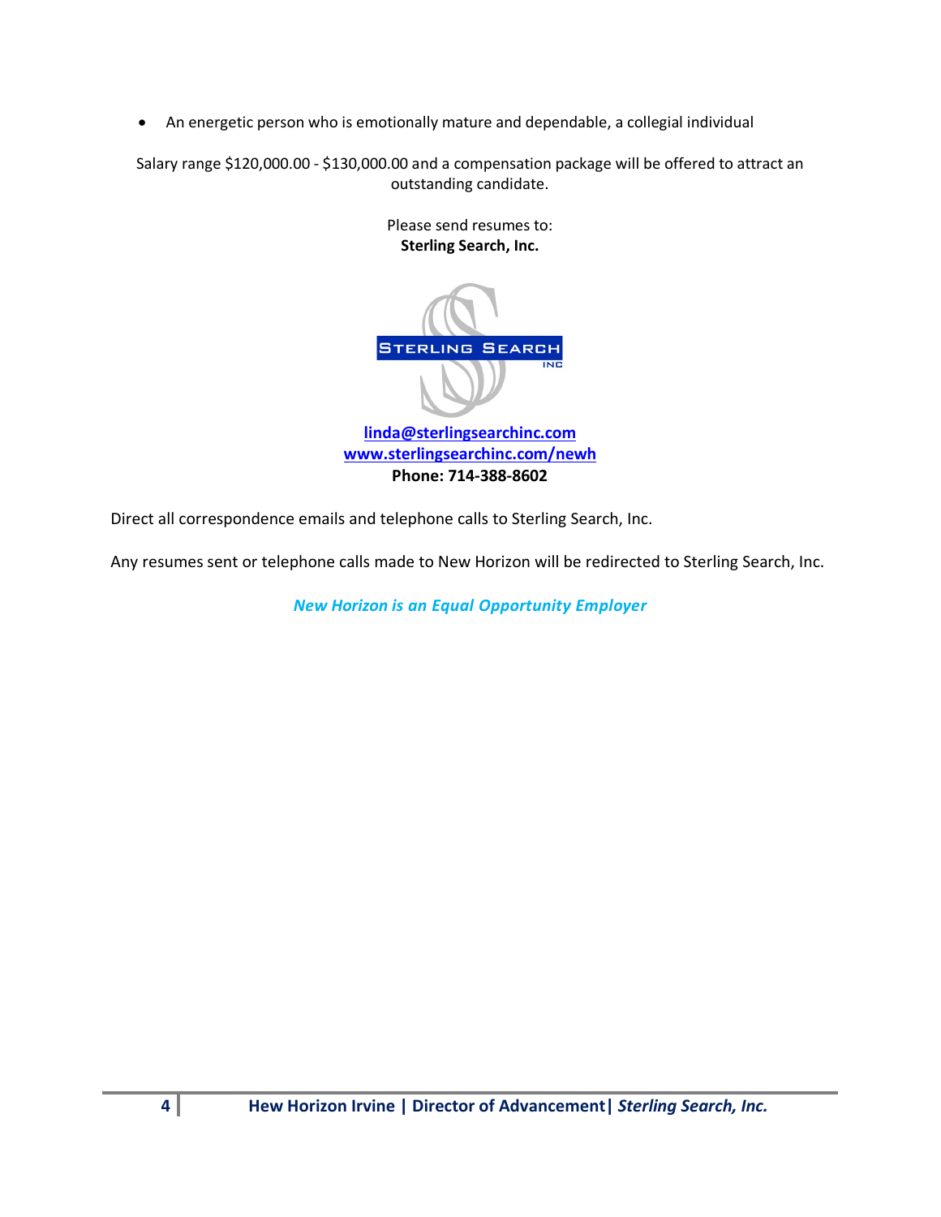- An energetic person who is emotionally mature and dependable, a collegial individual

Salary range $120,000.00 - $130,000.00 and a compensation package will be offered to attract an outstanding candidate.

Please send resumes to:
**Sterling Search, Inc.**

**[linda@sterlingsearchinc.com](mailto:linda@sterlingsearchinc.com)**
**[www.sterlingsearchinc.com/newh](http://www.sterlingsearchinc.com/newh)**
**Phone: 714-388-8602**

Direct all correspondence emails and telephone calls to Sterling Search, Inc.

Any resumes sent or telephone calls made to New Horizon will be redirected to Sterling Search, Inc.

***New Horizon is an Equal Opportunity Employer***